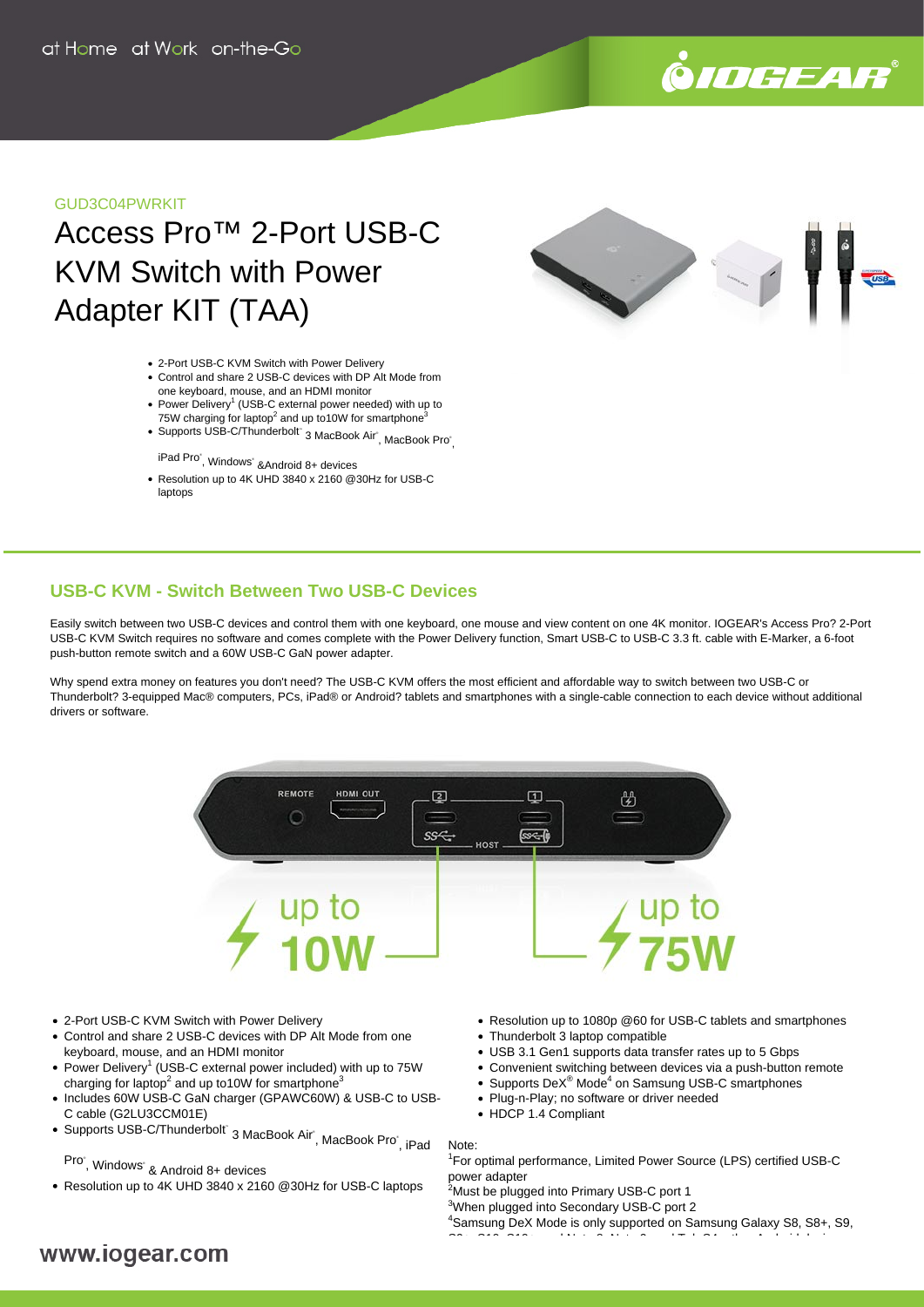at Home at Work on-the-Go

GUD3C04PWRKIT

# Access Pro™ 2-Port USB-C KVM Switch with Power Adapter KIT (TAA)

- 2-Port USB-C KVM Switch with Power Delivery
- Control and share 2 USB-C devices with DP Alt Mode from one keyboard, mouse, and an HDMI monitor
- Power Delivery[1] (USB-C external power needed) with up to 75W charging for laptop[2] and up to10W for smartphone[3]
- Supports USB-C/Thunderbolt 3 MacBook Air, MacBook Pro, iPad Pro, Windows &Android 8+ devices
- Resolution up to 4K UHD 3840 x 2160 @30Hz for USB-C laptops

## USB-C KVM - Switch Between Two USB-C Devices

Easily switch between two USB-C devices and control them with one keyboard, one mouse and view content on one 4K monitor. IOGEAR's Access Pro? 2-Port USB-C KVM Switch requires no software and comes complete with the Power Delivery function, Smart USB-C to USB-C 3.3 ft. cable with E-Marker, a 6-foot push-button remote switch and a 60W USB-C GaN power adapter.

Why spend extra money on features you don't need? The USB-C KVM offers the most efficient and affordable way to switch between two USB-C or Thunderbolt? 3-equipped Mac® computers, PCs, iPad® or Android? tablets and smartphones with a single-cable connection to each device without additional drivers or software.

REMOTE HDMI OUT 2 1 HOST

up to 10W

up to 75W

- 2-Port USB-C KVM Switch with Power Delivery
- Control and share 2 USB-C devices with DP Alt Mode from one keyboard, mouse, and an HDMI monitor
- Power Delivery[1] (USB-C external power included) with up to 75W charging for laptop[2] and up to10W for smartphone[3]
- Includes 60W USB-C GaN charger (GPAWC60W) & USB-C to USB-C cable (G2LU3CCM01E)
- Supports USB-C/Thunderbolt 3 MacBook Air, MacBook Pro, iPad Pro, Windows & Android 8+ devices
- Resolution up to 4K UHD 3840 x 2160 @30Hz for USB-C laptops
- Resolution up to 1080p @60 for USB-C tablets and smartphones
- Thunderbolt 3 laptop compatible
- USB 3.1 Gen1 supports data transfer rates up to 5 Gbps
- Convenient switching between devices via a push-button remote
- Supports DeX® Mode[4] on Samsung USB-C smartphones
- Plug-n-Play; no software or driver needed
- HDCP 1.4 Compliant

Note:

[1]For optimal performance, Limited Power Source (LPS) certified USB-C power adapter

[2]Must be plugged into Primary USB-C port 1

[3]When plugged into Secondary USB-C port 2

[4]Samsung DeX Mode is only supported on Samsung Galaxy S8, S8+, S9,

www.iogear.com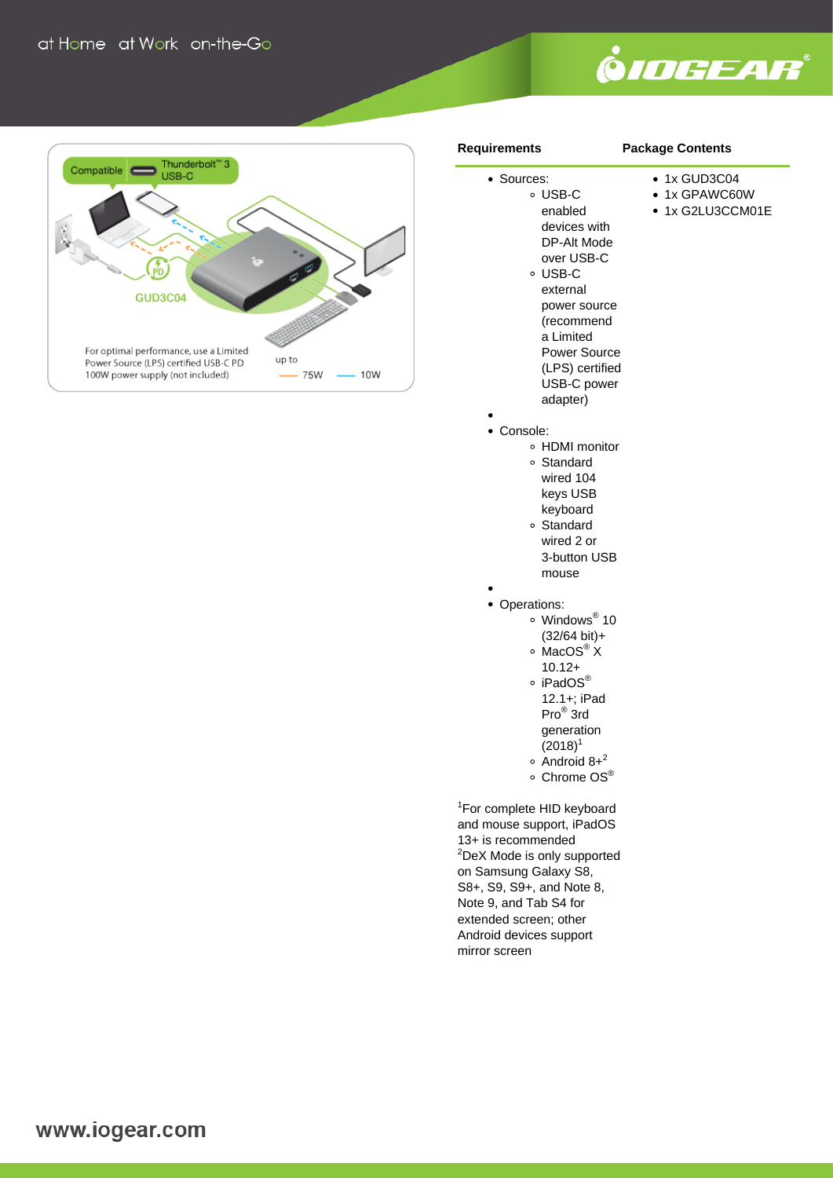## Requirements

- Sources:
  - USB-C enabled devices with DP-Alt Mode over USB-C
  - USB-C external power source (recommend a Limited Power Source (LPS) certified USB-C power adapter)
- Console:
  - HDMI monitor
  - Standard wired 104 keys USB keyboard
  - Standard wired 2 or 3-button USB mouse
- Operations:
  - Windows® 10 (32/64 bit)+
  - MacOS® X 10.12+
  - iPadOS® 12.1+; iPad Pro® 3rd generation (2018)[1]
  - Android 8+[2]
  - Chrome OS®

[1]For complete HID keyboard and mouse support, iPadOS 13+ is recommended
[2]DeX Mode is only supported on Samsung Galaxy S8, S8+, S9, S9+, and Note 8, Note 9, and Tab S4 for extended screen; other Android devices support mirror screen

## Package Contents

- 1x GUD3C04
- 1x GPAWC60W
- 1x G2LU3CCM01E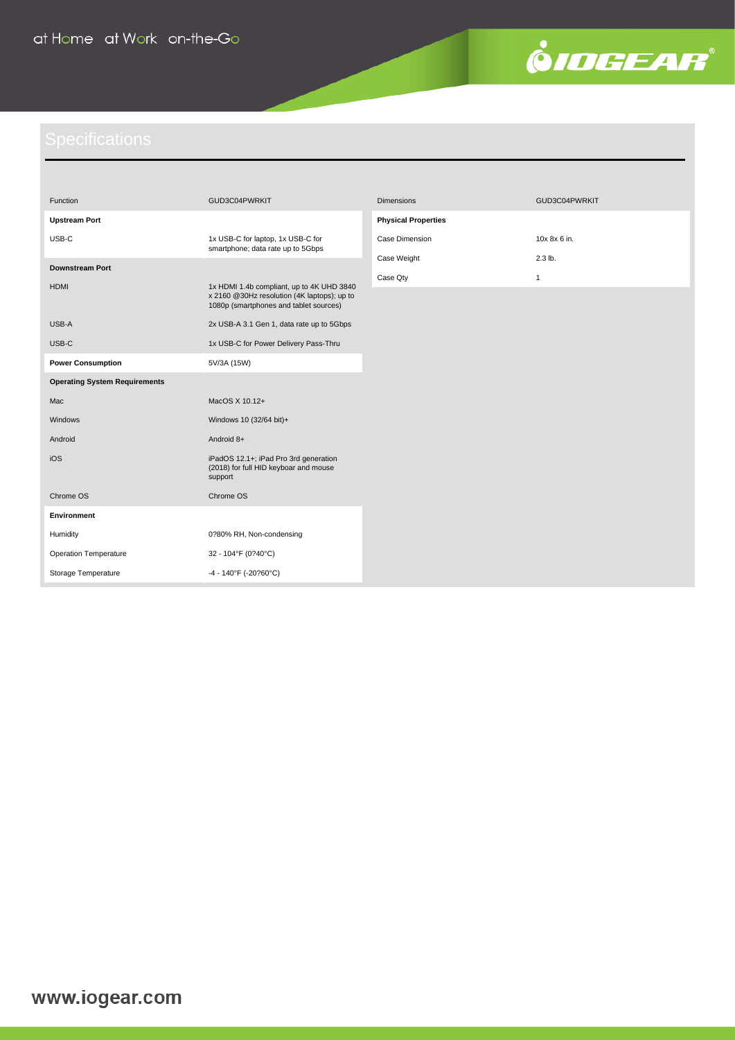## Specifications

| Function | GUD3C04PWRKIT |
|---|---|
| **Upstream Port** | |
| USB-C | 1x USB-C for laptop, 1x USB-C for smartphone; data rate up to 5Gbps |
| **Downstream Port** | |
| HDMI | 1x HDMI 1.4b compliant, up to 4K UHD 3840 x 2160 @30Hz resolution (4K laptops); up to 1080p (smartphones and tablet sources) |
| USB-A | 2x USB-A 3.1 Gen 1, data rate up to 5Gbps |
| USB-C | 1x USB-C for Power Delivery Pass-Thru |
| **Power Consumption** | 5V/3A (15W) |
| **Operating System Requirements** | |
| Mac | MacOS X 10.12+ |
| Windows | Windows 10 (32/64 bit)+ |
| Android | Android 8+ |
| iOS | iPadOS 12.1+; iPad Pro 3rd generation (2018) for full HID keyboar and mouse support |
| Chrome OS | Chrome OS |
| **Environment** | |
| Humidity | 0?80% RH, Non-condensing |
| Operation Temperature | 32 - 104°F (0?40°C) |
| Storage Temperature | -4 - 140°F (-20?60°C) |

| Dimensions | GUD3C04PWRKIT |
|---|---|
| **Physical Properties** | |
| Case Dimension | 10x 8x 6 in. |
| Case Weight | 2.3 lb. |
| Case Qty | 1 |